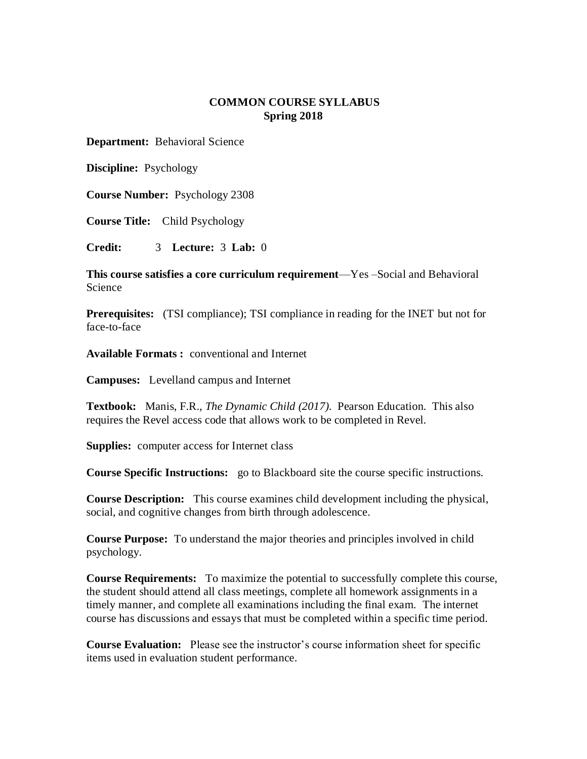# COMMON COURSE SYLLABUS
## Spring 2018

**Department:** Behavioral Science

**Discipline:** Psychology

**Course Number:** Psychology 2308

**Course Title:** Child Psychology

**Credit:** 3 **Lecture:** 3 **Lab:** 0

**This course satisfies a core curriculum requirement**—Yes –Social and Behavioral Science

**Prerequisites:** (TSI compliance); TSI compliance in reading for the INET but not for face-to-face

**Available Formats :** conventional and Internet

**Campuses:** Levelland campus and Internet

**Textbook:** Manis, F.R., *The Dynamic Child (2017).* Pearson Education. This also requires the Revel access code that allows work to be completed in Revel.

**Supplies:** computer access for Internet class

**Course Specific Instructions:** go to Blackboard site the course specific instructions.

**Course Description:** This course examines child development including the physical, social, and cognitive changes from birth through adolescence.

**Course Purpose:** To understand the major theories and principles involved in child psychology.

**Course Requirements:** To maximize the potential to successfully complete this course, the student should attend all class meetings, complete all homework assignments in a timely manner, and complete all examinations including the final exam. The internet course has discussions and essays that must be completed within a specific time period.

**Course Evaluation:** Please see the instructor's course information sheet for specific items used in evaluation student performance.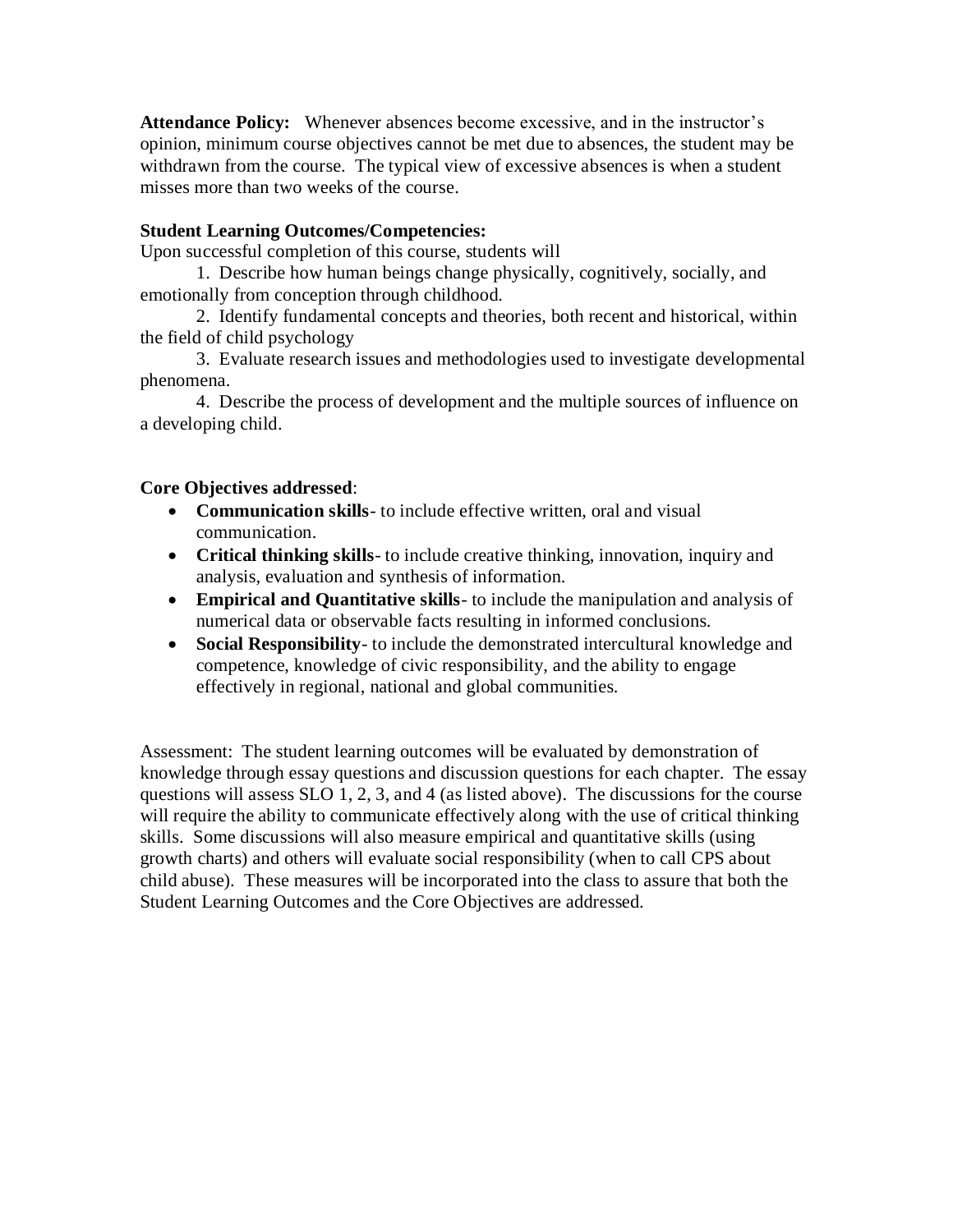**Attendance Policy:** Whenever absences become excessive, and in the instructor's opinion, minimum course objectives cannot be met due to absences, the student may be withdrawn from the course. The typical view of excessive absences is when a student misses more than two weeks of the course.

**Student Learning Outcomes/Competencies:**

Upon successful completion of this course, students will

1. Describe how human beings change physically, cognitively, socially, and emotionally from conception through childhood.
2. Identify fundamental concepts and theories, both recent and historical, within the field of child psychology
3. Evaluate research issues and methodologies used to investigate developmental phenomena.
4. Describe the process of development and the multiple sources of influence on a developing child.

**Core Objectives addressed**:

- **Communication skills**- to include effective written, oral and visual communication.
- **Critical thinking skills**- to include creative thinking, innovation, inquiry and analysis, evaluation and synthesis of information.
- **Empirical and Quantitative skills**- to include the manipulation and analysis of numerical data or observable facts resulting in informed conclusions.
- **Social Responsibility**- to include the demonstrated intercultural knowledge and competence, knowledge of civic responsibility, and the ability to engage effectively in regional, national and global communities.

Assessment: The student learning outcomes will be evaluated by demonstration of knowledge through essay questions and discussion questions for each chapter. The essay questions will assess SLO 1, 2, 3, and 4 (as listed above). The discussions for the course will require the ability to communicate effectively along with the use of critical thinking skills. Some discussions will also measure empirical and quantitative skills (using growth charts) and others will evaluate social responsibility (when to call CPS about child abuse). These measures will be incorporated into the class to assure that both the Student Learning Outcomes and the Core Objectives are addressed.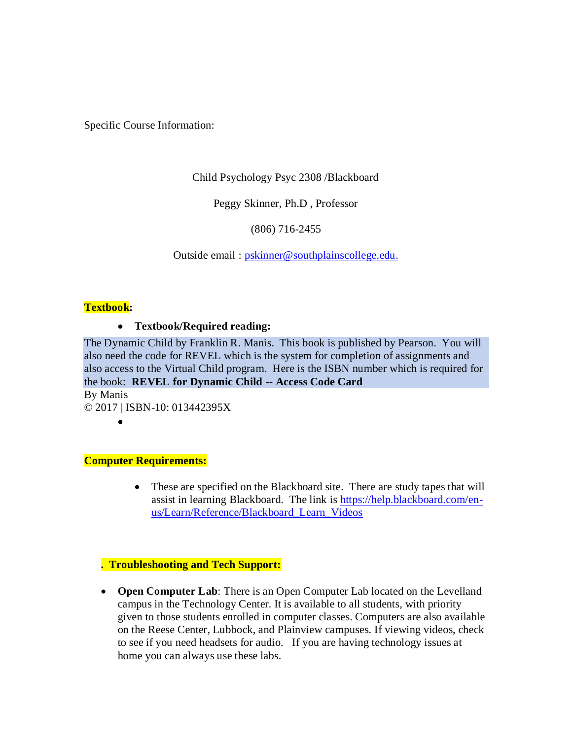Specific Course Information:

Child Psychology Psyc 2308 /Blackboard

Peggy Skinner, Ph.D , Professor

(806) 716-2455

Outside email : pskinner@southplainscollege.edu.

**Textbook**:

- **Textbook/Required reading:**

The Dynamic Child by Franklin R. Manis. This book is published by Pearson. You will also need the code for REVEL which is the system for completion of assignments and also access to the Virtual Child program. Here is the ISBN number which is required for the book: **REVEL for Dynamic Child -- Access Code Card**
By Manis
© 2017 | ISBN-10: 013442395X

- 

**Computer Requirements:**

- These are specified on the Blackboard site. There are study tapes that will assist in learning Blackboard. The link is https://help.blackboard.com/en-us/Learn/Reference/Blackboard_Learn_Videos

**. Troubleshooting and Tech Support:**

- **Open Computer Lab**: There is an Open Computer Lab located on the Levelland campus in the Technology Center. It is available to all students, with priority given to those students enrolled in computer classes. Computers are also available on the Reese Center, Lubbock, and Plainview campuses. If viewing videos, check to see if you need headsets for audio. If you are having technology issues at home you can always use these labs.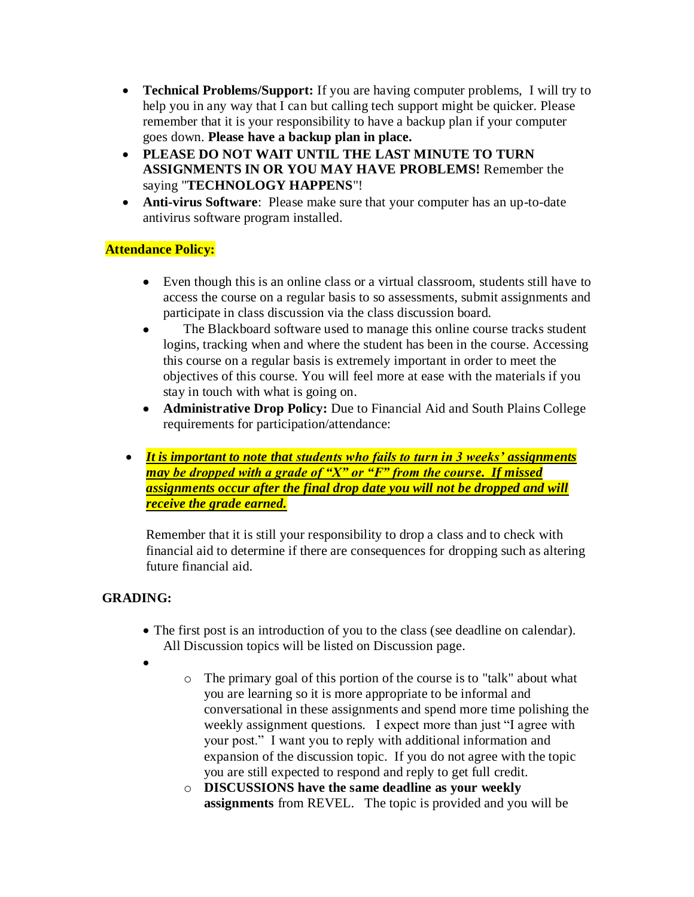- **Technical Problems/Support:** If you are having computer problems, I will try to help you in any way that I can but calling tech support might be quicker. Please remember that it is your responsibility to have a backup plan if your computer goes down. **Please have a backup plan in place.**
- **PLEASE DO NOT WAIT UNTIL THE LAST MINUTE TO TURN ASSIGNMENTS IN OR YOU MAY HAVE PROBLEMS!** Remember the saying "**TECHNOLOGY HAPPENS**"!
- **Anti-virus Software**: Please make sure that your computer has an up-to-date antivirus software program installed.

**Attendance Policy:**

- Even though this is an online class or a virtual classroom, students still have to access the course on a regular basis to so assessments, submit assignments and participate in class discussion via the class discussion board.
- The Blackboard software used to manage this online course tracks student logins, tracking when and where the student has been in the course. Accessing this course on a regular basis is extremely important in order to meet the objectives of this course. You will feel more at ease with the materials if you stay in touch with what is going on.
- **Administrative Drop Policy:** Due to Financial Aid and South Plains College requirements for participation/attendance:

- ***It is important to note that students who fails to turn in 3 weeks' assignments may be dropped with a grade of "X" or "F" from the course. If missed assignments occur after the final drop date you will not be dropped and will receive the grade earned.***

  Remember that it is still your responsibility to drop a class and to check with financial aid to determine if there are consequences for dropping such as altering future financial aid.

**GRADING:**

- The first post is an introduction of you to the class (see deadline on calendar). All Discussion topics will be listed on Discussion page.
-
    - The primary goal of this portion of the course is to "talk" about what you are learning so it is more appropriate to be informal and conversational in these assignments and spend more time polishing the weekly assignment questions. I expect more than just "I agree with your post." I want you to reply with additional information and expansion of the discussion topic. If you do not agree with the topic you are still expected to respond and reply to get full credit.
    - **DISCUSSIONS have the same deadline as your weekly assignments** from REVEL. The topic is provided and you will be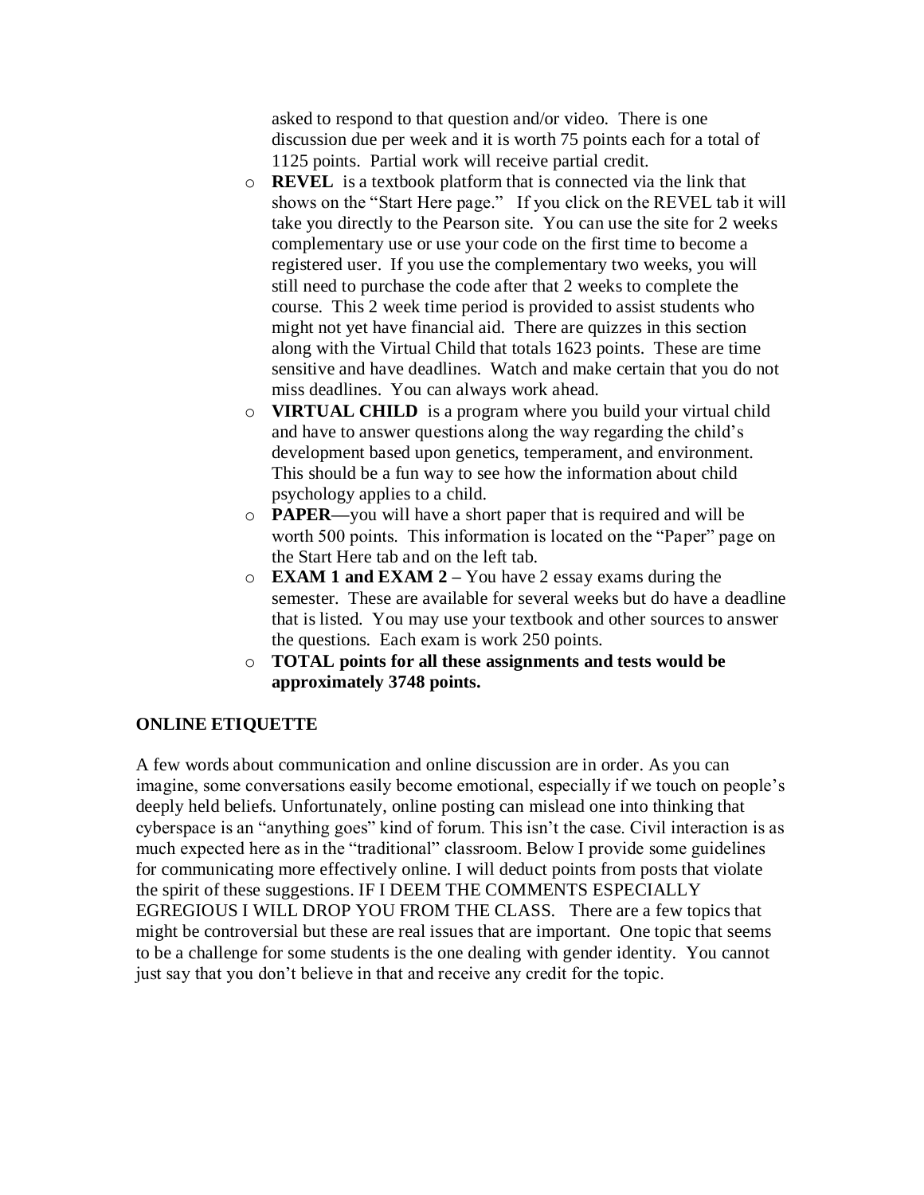asked to respond to that question and/or video. There is one discussion due per week and it is worth 75 points each for a total of 1125 points. Partial work will receive partial credit.

- **REVEL** is a textbook platform that is connected via the link that shows on the "Start Here page." If you click on the REVEL tab it will take you directly to the Pearson site. You can use the site for 2 weeks complementary use or use your code on the first time to become a registered user. If you use the complementary two weeks, you will still need to purchase the code after that 2 weeks to complete the course. This 2 week time period is provided to assist students who might not yet have financial aid. There are quizzes in this section along with the Virtual Child that totals 1623 points. These are time sensitive and have deadlines. Watch and make certain that you do not miss deadlines. You can always work ahead.
- **VIRTUAL CHILD** is a program where you build your virtual child and have to answer questions along the way regarding the child's development based upon genetics, temperament, and environment. This should be a fun way to see how the information about child psychology applies to a child.
- **PAPER—**you will have a short paper that is required and will be worth 500 points. This information is located on the "Paper" page on the Start Here tab and on the left tab.
- **EXAM 1 and EXAM 2 –** You have 2 essay exams during the semester. These are available for several weeks but do have a deadline that is listed. You may use your textbook and other sources to answer the questions. Each exam is work 250 points.
- **TOTAL points for all these assignments and tests would be approximately 3748 points.**

**ONLINE ETIQUETTE**

A few words about communication and online discussion are in order. As you can imagine, some conversations easily become emotional, especially if we touch on people's deeply held beliefs. Unfortunately, online posting can mislead one into thinking that cyberspace is an "anything goes" kind of forum. This isn't the case. Civil interaction is as much expected here as in the "traditional" classroom. Below I provide some guidelines for communicating more effectively online. I will deduct points from posts that violate the spirit of these suggestions. IF I DEEM THE COMMENTS ESPECIALLY EGREGIOUS I WILL DROP YOU FROM THE CLASS. There are a few topics that might be controversial but these are real issues that are important. One topic that seems to be a challenge for some students is the one dealing with gender identity. You cannot just say that you don't believe in that and receive any credit for the topic.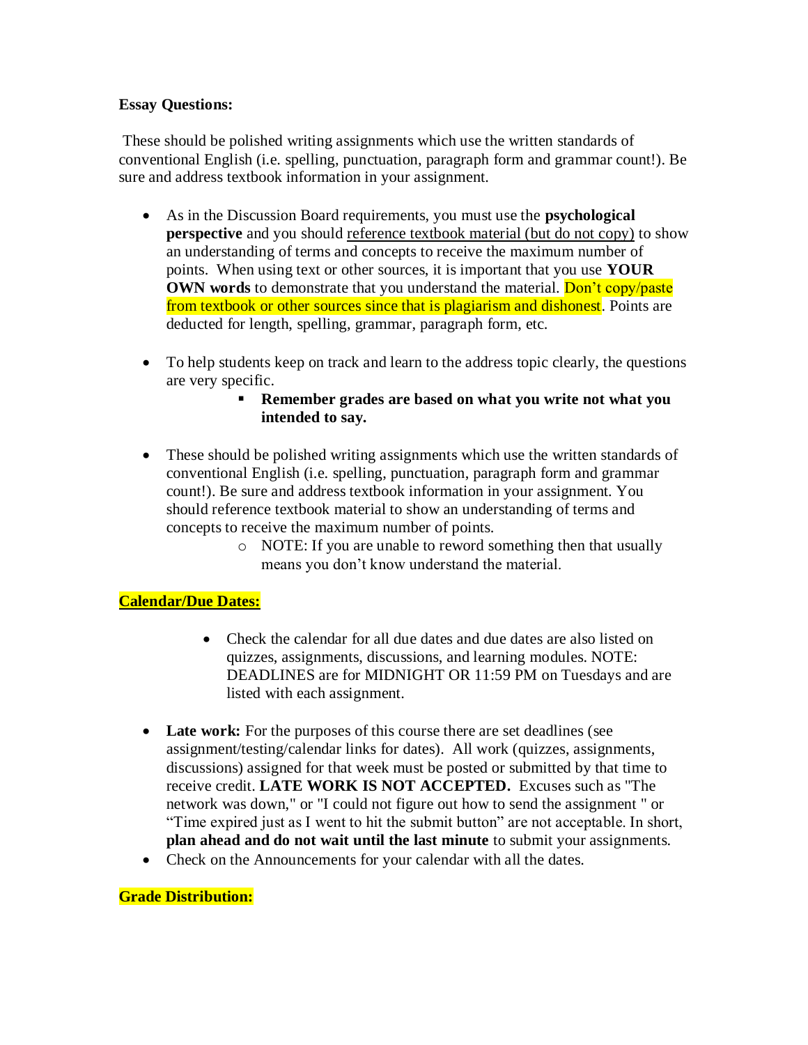**Essay Questions:**

These should be polished writing assignments which use the written standards of conventional English (i.e. spelling, punctuation, paragraph form and grammar count!). Be sure and address textbook information in your assignment.

- As in the Discussion Board requirements, you must use the **psychological perspective** and you should reference textbook material (but do not copy) to show an understanding of terms and concepts to receive the maximum number of points. When using text or other sources, it is important that you use **YOUR OWN words** to demonstrate that you understand the material. Don't copy/paste from textbook or other sources since that is plagiarism and dishonest. Points are deducted for length, spelling, grammar, paragraph form, etc.

- To help students keep on track and learn to the address topic clearly, the questions are very specific.
  - **Remember grades are based on what you write not what you intended to say.**

- These should be polished writing assignments which use the written standards of conventional English (i.e. spelling, punctuation, paragraph form and grammar count!). Be sure and address textbook information in your assignment. You should reference textbook material to show an understanding of terms and concepts to receive the maximum number of points.
  - NOTE: If you are unable to reword something then that usually means you don't know understand the material.

**Calendar/Due Dates:**

- Check the calendar for all due dates and due dates are also listed on quizzes, assignments, discussions, and learning modules. NOTE: DEADLINES are for MIDNIGHT OR 11:59 PM on Tuesdays and are listed with each assignment.

- **Late work:** For the purposes of this course there are set deadlines (see assignment/testing/calendar links for dates). All work (quizzes, assignments, discussions) assigned for that week must be posted or submitted by that time to receive credit. **LATE WORK IS NOT ACCEPTED.** Excuses such as "The network was down," or "I could not figure out how to send the assignment " or "Time expired just as I went to hit the submit button" are not acceptable. In short, **plan ahead and do not wait until the last minute** to submit your assignments.
- Check on the Announcements for your calendar with all the dates.

**Grade Distribution:**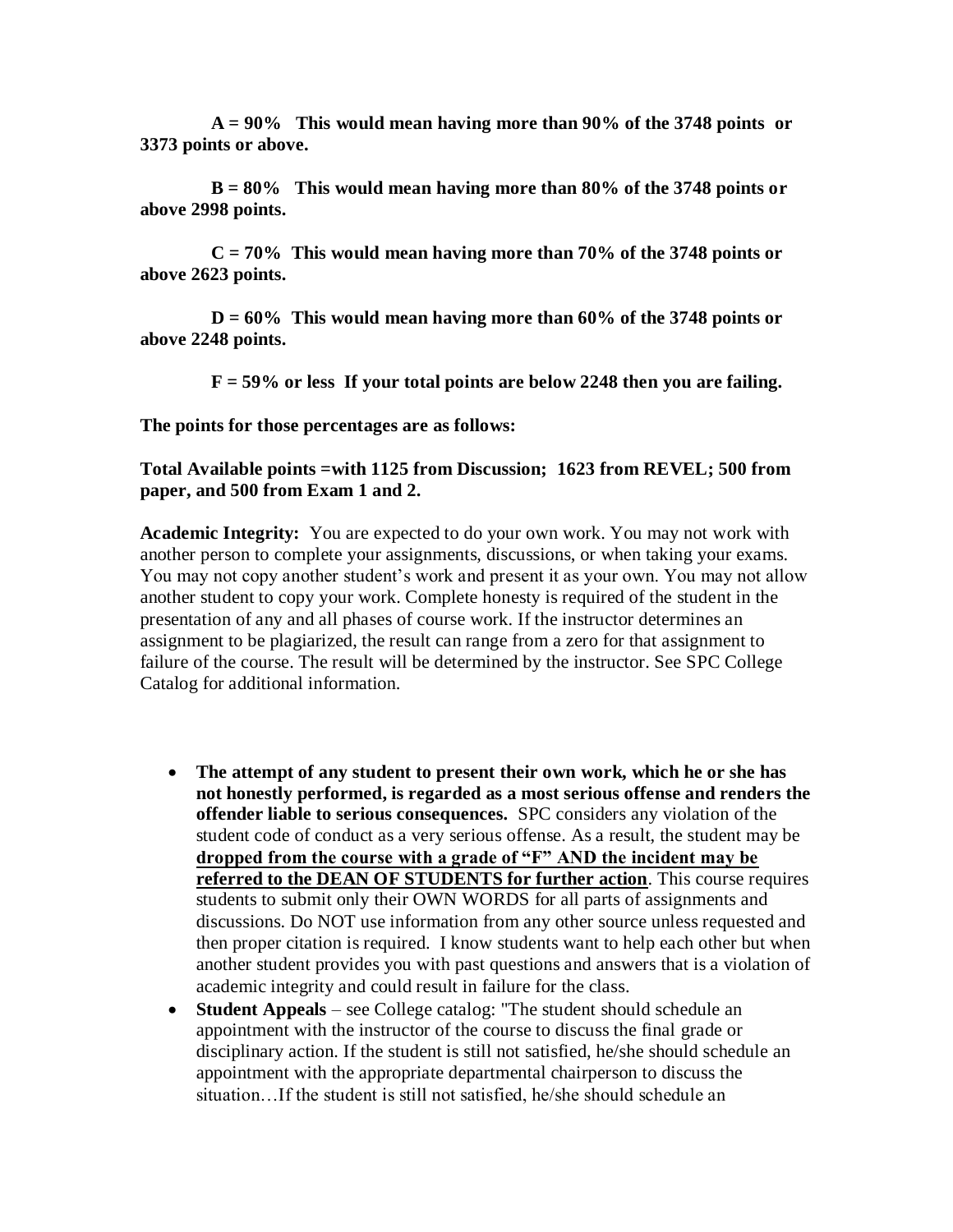**A = 90% This would mean having more than 90% of the 3748 points or 3373 points or above.**

**B = 80% This would mean having more than 80% of the 3748 points or above 2998 points.**

**C = 70% This would mean having more than 70% of the 3748 points or above 2623 points.**

**D = 60% This would mean having more than 60% of the 3748 points or above 2248 points.**

**F = 59% or less If your total points are below 2248 then you are failing.**

**The points for those percentages are as follows:**

**Total Available points =with 1125 from Discussion; 1623 from REVEL; 500 from paper, and 500 from Exam 1 and 2.**

**Academic Integrity:** You are expected to do your own work. You may not work with another person to complete your assignments, discussions, or when taking your exams. You may not copy another student's work and present it as your own. You may not allow another student to copy your work. Complete honesty is required of the student in the presentation of any and all phases of course work. If the instructor determines an assignment to be plagiarized, the result can range from a zero for that assignment to failure of the course. The result will be determined by the instructor. See SPC College Catalog for additional information.

- **The attempt of any student to present their own work, which he or she has not honestly performed, is regarded as a most serious offense and renders the offender liable to serious consequences.** SPC considers any violation of the student code of conduct as a very serious offense. As a result, the student may be **dropped from the course with a grade of "F" AND the incident may be referred to the DEAN OF STUDENTS for further action**. This course requires students to submit only their OWN WORDS for all parts of assignments and discussions. Do NOT use information from any other source unless requested and then proper citation is required. I know students want to help each other but when another student provides you with past questions and answers that is a violation of academic integrity and could result in failure for the class.
- **Student Appeals** – see College catalog: "The student should schedule an appointment with the instructor of the course to discuss the final grade or disciplinary action. If the student is still not satisfied, he/she should schedule an appointment with the appropriate departmental chairperson to discuss the situation…If the student is still not satisfied, he/she should schedule an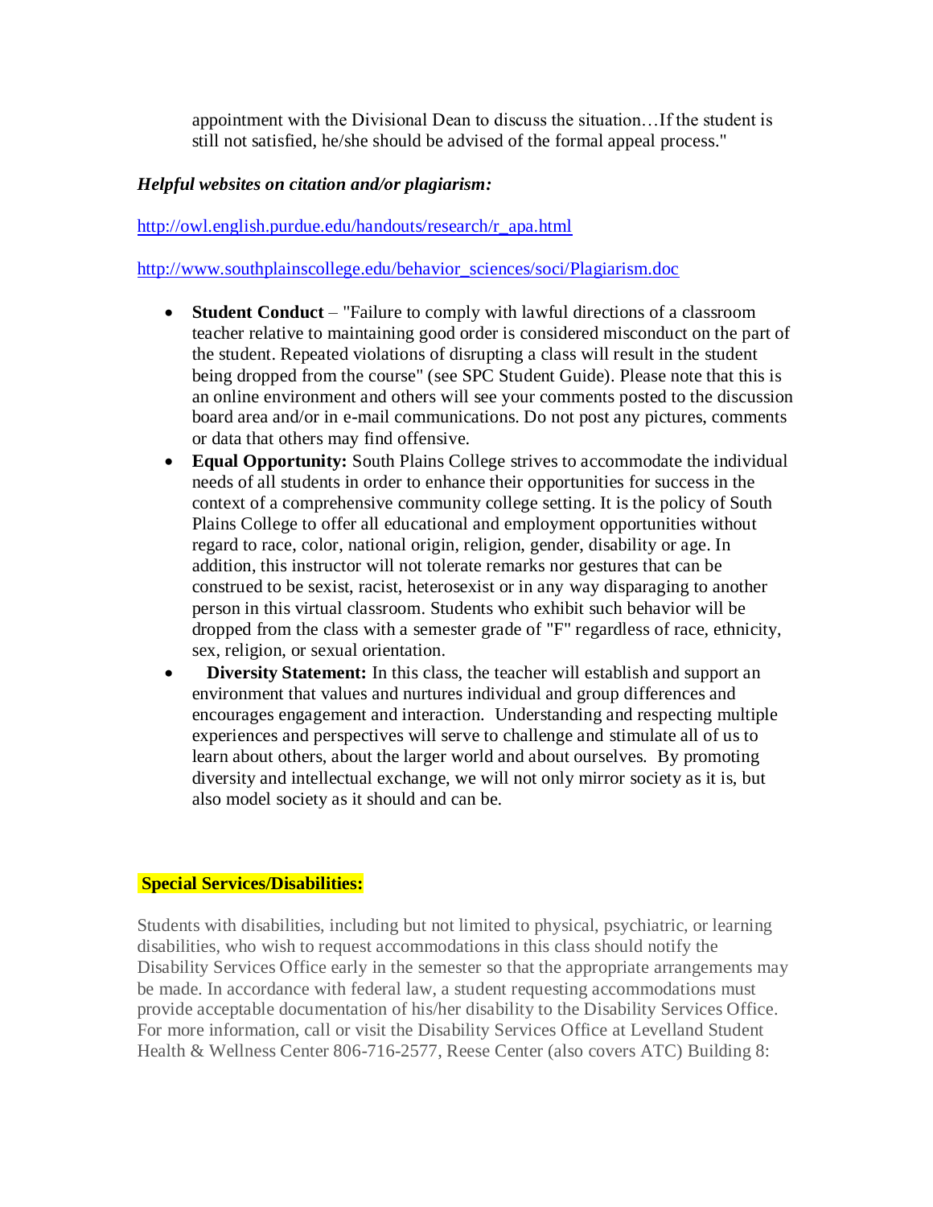appointment with the Divisional Dean to discuss the situation…If the student is still not satisfied, he/she should be advised of the formal appeal process."

***Helpful websites on citation and/or plagiarism:***

http://owl.english.purdue.edu/handouts/research/r_apa.html

http://www.southplainscollege.edu/behavior_sciences/soci/Plagiarism.doc

- **Student Conduct** – "Failure to comply with lawful directions of a classroom teacher relative to maintaining good order is considered misconduct on the part of the student. Repeated violations of disrupting a class will result in the student being dropped from the course" (see SPC Student Guide). Please note that this is an online environment and others will see your comments posted to the discussion board area and/or in e-mail communications. Do not post any pictures, comments or data that others may find offensive.
- **Equal Opportunity:** South Plains College strives to accommodate the individual needs of all students in order to enhance their opportunities for success in the context of a comprehensive community college setting. It is the policy of South Plains College to offer all educational and employment opportunities without regard to race, color, national origin, religion, gender, disability or age. In addition, this instructor will not tolerate remarks nor gestures that can be construed to be sexist, racist, heterosexist or in any way disparaging to another person in this virtual classroom. Students who exhibit such behavior will be dropped from the class with a semester grade of "F" regardless of race, ethnicity, sex, religion, or sexual orientation.
- **Diversity Statement:** In this class, the teacher will establish and support an environment that values and nurtures individual and group differences and encourages engagement and interaction. Understanding and respecting multiple experiences and perspectives will serve to challenge and stimulate all of us to learn about others, about the larger world and about ourselves. By promoting diversity and intellectual exchange, we will not only mirror society as it is, but also model society as it should and can be.

**Special Services/Disabilities:**

Students with disabilities, including but not limited to physical, psychiatric, or learning disabilities, who wish to request accommodations in this class should notify the Disability Services Office early in the semester so that the appropriate arrangements may be made. In accordance with federal law, a student requesting accommodations must provide acceptable documentation of his/her disability to the Disability Services Office. For more information, call or visit the Disability Services Office at Levelland Student Health & Wellness Center 806-716-2577, Reese Center (also covers ATC) Building 8: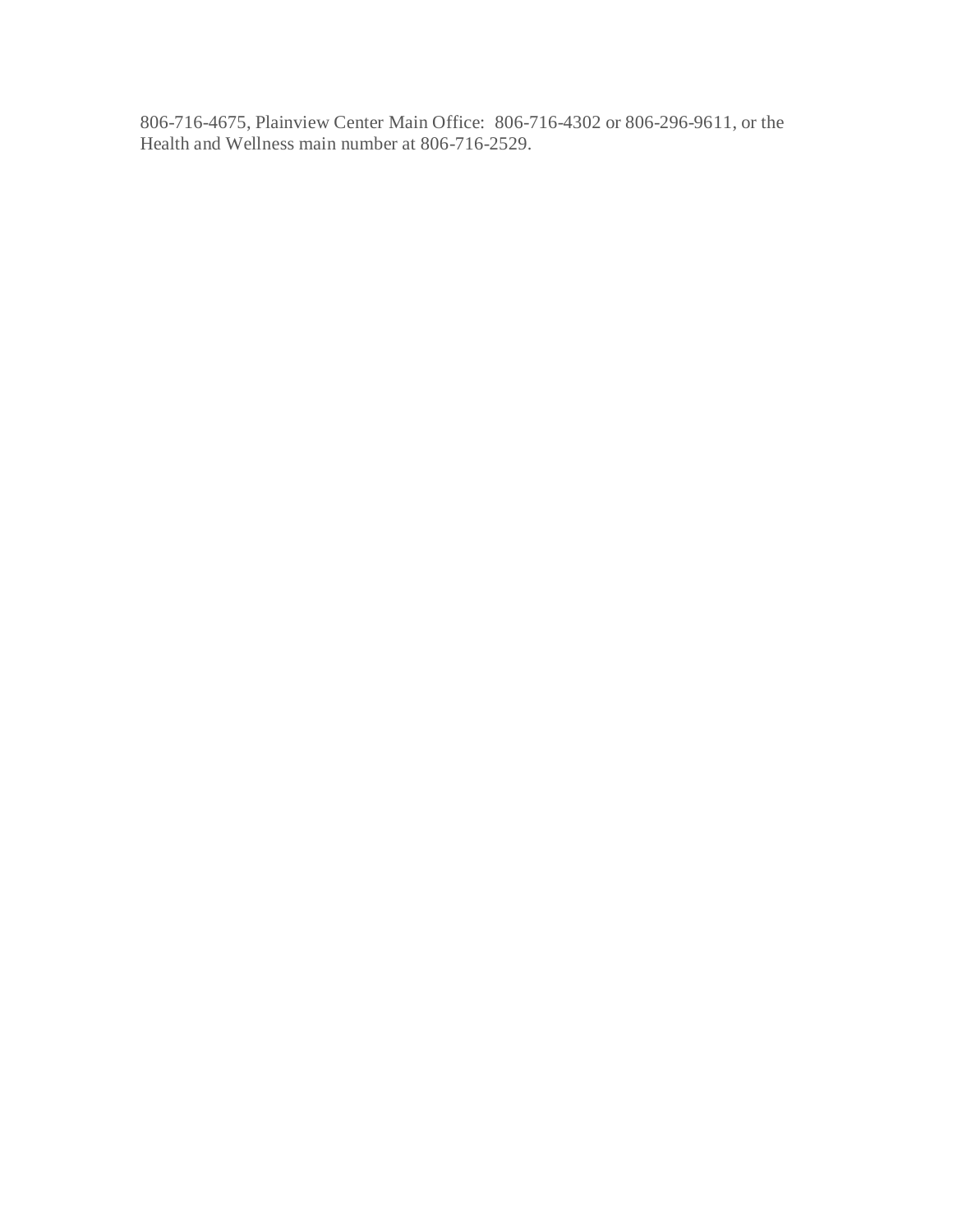806-716-4675, Plainview Center Main Office: 806-716-4302 or 806-296-9611, or the Health and Wellness main number at 806-716-2529.